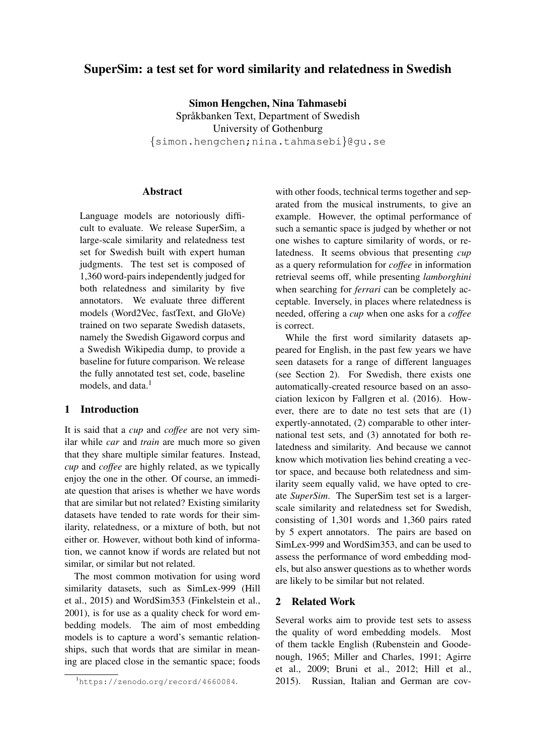# SuperSim: a test set for word similarity and relatedness in Swedish

**Simon Hengchen, Nina Tahmasebi**
Språkbanken Text, Department of Swedish
University of Gothenburg
{simon.hengchen;nina.tahmasebi}@gu.se

## Abstract

Language models are notoriously difficult to evaluate. We release SuperSim, a large-scale similarity and relatedness test set for Swedish built with expert human judgments. The test set is composed of 1,360 word-pairs independently judged for both relatedness and similarity by five annotators. We evaluate three different models (Word2Vec, fastText, and GloVe) trained on two separate Swedish datasets, namely the Swedish Gigaword corpus and a Swedish Wikipedia dump, to provide a baseline for future comparison. We release the fully annotated test set, code, baseline models, and data.[1]

## 1 Introduction

It is said that a *cup* and *coffee* are not very similar while *car* and *train* are much more so given that they share multiple similar features. Instead, *cup* and *coffee* are highly related, as we typically enjoy the one in the other. Of course, an immediate question that arises is whether we have words that are similar but not related? Existing similarity datasets have tended to rate words for their similarity, relatedness, or a mixture of both, but not either or. However, without both kind of information, we cannot know if words are related but not similar, or similar but not related.

The most common motivation for using word similarity datasets, such as SimLex-999 (Hill et al., 2015) and WordSim353 (Finkelstein et al., 2001), is for use as a quality check for word embedding models. The aim of most embedding models is to capture a word's semantic relationships, such that words that are similar in meaning are placed close in the semantic space; foods with other foods, technical terms together and separated from the musical instruments, to give an example. However, the optimal performance of such a semantic space is judged by whether or not one wishes to capture similarity of words, or relatedness. It seems obvious that presenting *cup* as a query reformulation for *coffee* in information retrieval seems off, while presenting *lamborghini* when searching for *ferrari* can be completely acceptable. Inversely, in places where relatedness is needed, offering a *cup* when one asks for a *coffee* is correct.

While the first word similarity datasets appeared for English, in the past few years we have seen datasets for a range of different languages (see Section 2). For Swedish, there exists one automatically-created resource based on an association lexicon by Fallgren et al. (2016). However, there are to date no test sets that are (1) expertly-annotated, (2) comparable to other international test sets, and (3) annotated for both relatedness and similarity. And because we cannot know which motivation lies behind creating a vector space, and because both relatedness and similarity seem equally valid, we have opted to create *SuperSim*. The SuperSim test set is a larger-scale similarity and relatedness set for Swedish, consisting of 1,301 words and 1,360 pairs rated by 5 expert annotators. The pairs are based on SimLex-999 and WordSim353, and can be used to assess the performance of word embedding models, but also answer questions as to whether words are likely to be similar but not related.

## 2 Related Work

Several works aim to provide test sets to assess the quality of word embedding models. Most of them tackle English (Rubenstein and Goodenough, 1965; Miller and Charles, 1991; Agirre et al., 2009; Bruni et al., 2012; Hill et al., 2015). Russian, Italian and German are cov-

[1] https://zenodo.org/record/4660084.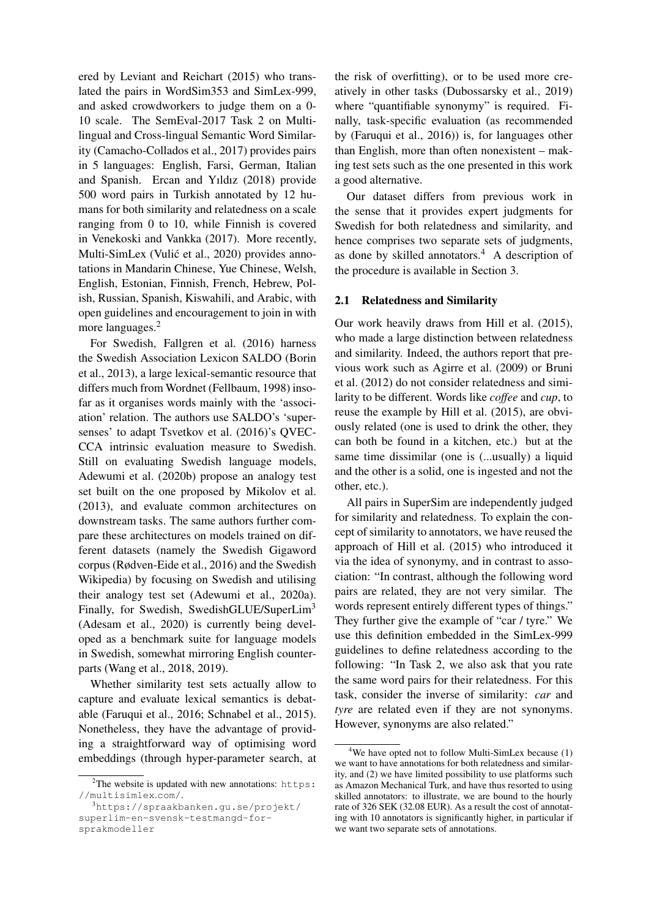ered by Leviant and Reichart (2015) who translated the pairs in WordSim353 and SimLex-999, and asked crowdworkers to judge them on a 0-10 scale. The SemEval-2017 Task 2 on Multilingual and Cross-lingual Semantic Word Similarity (Camacho-Collados et al., 2017) provides pairs in 5 languages: English, Farsi, German, Italian and Spanish. Ercan and Yıldız (2018) provide 500 word pairs in Turkish annotated by 12 humans for both similarity and relatedness on a scale ranging from 0 to 10, while Finnish is covered in Venekoski and Vankka (2017). More recently, Multi-SimLex (Vulić et al., 2020) provides annotations in Mandarin Chinese, Yue Chinese, Welsh, English, Estonian, Finnish, French, Hebrew, Polish, Russian, Spanish, Kiswahili, and Arabic, with open guidelines and encouragement to join in with more languages.[2]

For Swedish, Fallgren et al. (2016) harness the Swedish Association Lexicon SALDO (Borin et al., 2013), a large lexical-semantic resource that differs much from Wordnet (Fellbaum, 1998) insofar as it organises words mainly with the 'association' relation. The authors use SALDO's 'supersenses' to adapt Tsvetkov et al. (2016)'s QVEC-CCA intrinsic evaluation measure to Swedish. Still on evaluating Swedish language models, Adewumi et al. (2020b) propose an analogy test set built on the one proposed by Mikolov et al. (2013), and evaluate common architectures on downstream tasks. The same authors further compare these architectures on models trained on different datasets (namely the Swedish Gigaword corpus (Rødven-Eide et al., 2016) and the Swedish Wikipedia) by focusing on Swedish and utilising their analogy test set (Adewumi et al., 2020a). Finally, for Swedish, SwedishGLUE/SuperLim[3] (Adesam et al., 2020) is currently being developed as a benchmark suite for language models in Swedish, somewhat mirroring English counterparts (Wang et al., 2018, 2019).

Whether similarity test sets actually allow to capture and evaluate lexical semantics is debatable (Faruqui et al., 2016; Schnabel et al., 2015). Nonetheless, they have the advantage of providing a straightforward way of optimising word embeddings (through hyper-parameter search, at the risk of overfitting), or to be used more creatively in other tasks (Dubossarsky et al., 2019) where "quantifiable synonymy" is required. Finally, task-specific evaluation (as recommended by (Faruqui et al., 2016)) is, for languages other than English, more than often nonexistent – making test sets such as the one presented in this work a good alternative.

Our dataset differs from previous work in the sense that it provides expert judgments for Swedish for both relatedness and similarity, and hence comprises two separate sets of judgments, as done by skilled annotators.[4] A description of the procedure is available in Section 3.

### 2.1 Relatedness and Similarity

Our work heavily draws from Hill et al. (2015), who made a large distinction between relatedness and similarity. Indeed, the authors report that previous work such as Agirre et al. (2009) or Bruni et al. (2012) do not consider relatedness and similarity to be different. Words like *coffee* and *cup*, to reuse the example by Hill et al. (2015), are obviously related (one is used to drink the other, they can both be found in a kitchen, etc.) but at the same time dissimilar (one is (...usually) a liquid and the other is a solid, one is ingested and not the other, etc.).

All pairs in SuperSim are independently judged for similarity and relatedness. To explain the concept of similarity to annotators, we have reused the approach of Hill et al. (2015) who introduced it via the idea of synonymy, and in contrast to association: "In contrast, although the following word pairs are related, they are not very similar. The words represent entirely different types of things." They further give the example of "car / tyre." We use this definition embedded in the SimLex-999 guidelines to define relatedness according to the following: "In Task 2, we also ask that you rate the same word pairs for their relatedness. For this task, consider the inverse of similarity: *car* and *tyre* are related even if they are not synonyms. However, synonyms are also related."

[2] The website is updated with new annotations: https://multisimlex.com/.

[3] https://spraakbanken.gu.se/projekt/superlim-en-svensk-testmangd-for-sprakmodeller

[4] We have opted not to follow Multi-SimLex because (1) we want to have annotations for both relatedness and similarity, and (2) we have limited possibility to use platforms such as Amazon Mechanical Turk, and have thus resorted to using skilled annotators: to illustrate, we are bound to the hourly rate of 326 SEK (32.08 EUR). As a result the cost of annotating with 10 annotators is significantly higher, in particular if we want two separate sets of annotations.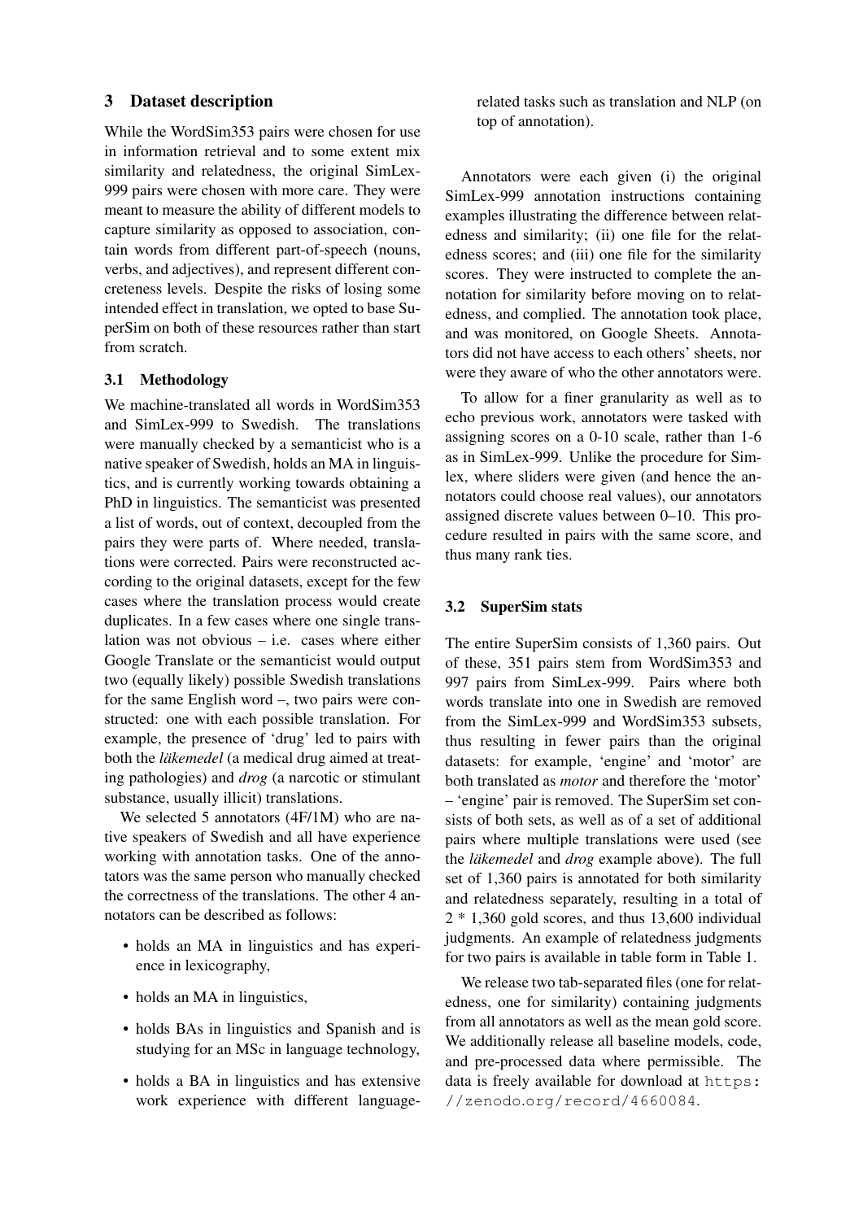## 3 Dataset description

While the WordSim353 pairs were chosen for use in information retrieval and to some extent mix similarity and relatedness, the original SimLex-999 pairs were chosen with more care. They were meant to measure the ability of different models to capture similarity as opposed to association, contain words from different part-of-speech (nouns, verbs, and adjectives), and represent different concreteness levels. Despite the risks of losing some intended effect in translation, we opted to base SuperSim on both of these resources rather than start from scratch.

### 3.1 Methodology

We machine-translated all words in WordSim353 and SimLex-999 to Swedish. The translations were manually checked by a semanticist who is a native speaker of Swedish, holds an MA in linguistics, and is currently working towards obtaining a PhD in linguistics. The semanticist was presented a list of words, out of context, decoupled from the pairs they were parts of. Where needed, translations were corrected. Pairs were reconstructed according to the original datasets, except for the few cases where the translation process would create duplicates. In a few cases where one single translation was not obvious – i.e. cases where either Google Translate or the semanticist would output two (equally likely) possible Swedish translations for the same English word –, two pairs were constructed: one with each possible translation. For example, the presence of 'drug' led to pairs with both the *läkemedel* (a medical drug aimed at treating pathologies) and *drog* (a narcotic or stimulant substance, usually illicit) translations.

We selected 5 annotators (4F/1M) who are native speakers of Swedish and all have experience working with annotation tasks. One of the annotators was the same person who manually checked the correctness of the translations. The other 4 annotators can be described as follows:

- holds an MA in linguistics and has experience in lexicography,
- holds an MA in linguistics,
- holds BAs in linguistics and Spanish and is studying for an MSc in language technology,
- holds a BA in linguistics and has extensive work experience with different language-related tasks such as translation and NLP (on top of annotation).

Annotators were each given (i) the original SimLex-999 annotation instructions containing examples illustrating the difference between relatedness and similarity; (ii) one file for the relatedness scores; and (iii) one file for the similarity scores. They were instructed to complete the annotation for similarity before moving on to relatedness, and complied. The annotation took place, and was monitored, on Google Sheets. Annotators did not have access to each others' sheets, nor were they aware of who the other annotators were.

To allow for a finer granularity as well as to echo previous work, annotators were tasked with assigning scores on a 0-10 scale, rather than 1-6 as in SimLex-999. Unlike the procedure for Simlex, where sliders were given (and hence the annotators could choose real values), our annotators assigned discrete values between 0–10. This procedure resulted in pairs with the same score, and thus many rank ties.

### 3.2 SuperSim stats

The entire SuperSim consists of 1,360 pairs. Out of these, 351 pairs stem from WordSim353 and 997 pairs from SimLex-999. Pairs where both words translate into one in Swedish are removed from the SimLex-999 and WordSim353 subsets, thus resulting in fewer pairs than the original datasets: for example, 'engine' and 'motor' are both translated as *motor* and therefore the 'motor' – 'engine' pair is removed. The SuperSim set consists of both sets, as well as of a set of additional pairs where multiple translations were used (see the *läkemedel* and *drog* example above). The full set of 1,360 pairs is annotated for both similarity and relatedness separately, resulting in a total of 2 * 1,360 gold scores, and thus 13,600 individual judgments. An example of relatedness judgments for two pairs is available in table form in Table 1.

We release two tab-separated files (one for relatedness, one for similarity) containing judgments from all annotators as well as the mean gold score. We additionally release all baseline models, code, and pre-processed data where permissible. The data is freely available for download at https://zenodo.org/record/4660084.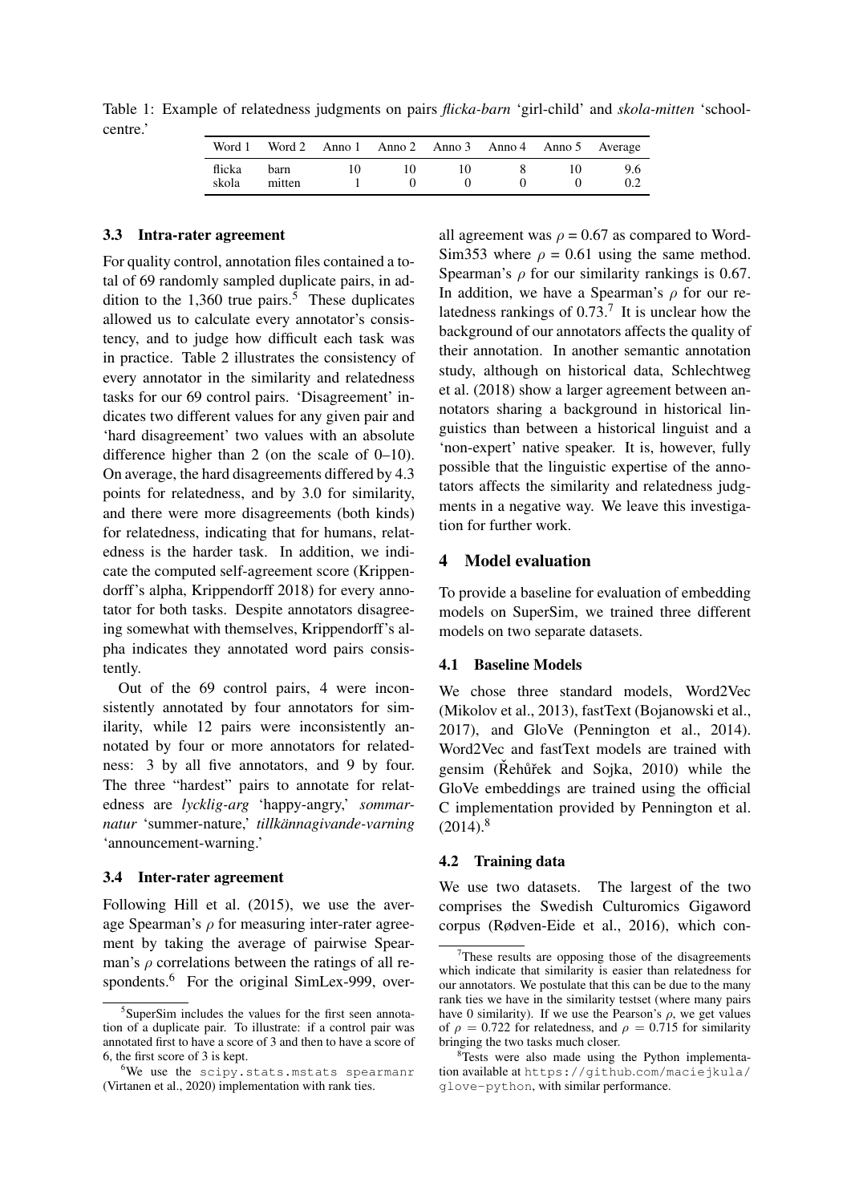Table 1: Example of relatedness judgments on pairs *flicka-barn* 'girl-child' and *skola-mitten* 'school-centre.'

| Word 1 | Word 2 | Anno 1 | Anno 2 | Anno 3 | Anno 4 | Anno 5 | Average |
|---|---|---|---|---|---|---|---|
| flicka | barn | 10 | 10 | 10 | 8 | 10 | 9.6 |
| skola | mitten | 1 | 0 | 0 | 0 | 0 | 0.2 |

### 3.3 Intra-rater agreement

For quality control, annotation files contained a total of 69 randomly sampled duplicate pairs, in addition to the 1,360 true pairs.[5] These duplicates allowed us to calculate every annotator's consistency, and to judge how difficult each task was in practice. Table 2 illustrates the consistency of every annotator in the similarity and relatedness tasks for our 69 control pairs. 'Disagreement' indicates two different values for any given pair and 'hard disagreement' two values with an absolute difference higher than 2 (on the scale of 0–10). On average, the hard disagreements differed by 4.3 points for relatedness, and by 3.0 for similarity, and there were more disagreements (both kinds) for relatedness, indicating that for humans, relatedness is the harder task. In addition, we indicate the computed self-agreement score (Krippendorff's alpha, Krippendorff 2018) for every annotator for both tasks. Despite annotators disagreeing somewhat with themselves, Krippendorff's alpha indicates they annotated word pairs consistently.

Out of the 69 control pairs, 4 were inconsistently annotated by four annotators for similarity, while 12 pairs were inconsistently annotated by four or more annotators for relatedness: 3 by all five annotators, and 9 by four. The three "hardest" pairs to annotate for relatedness are *lycklig-arg* 'happy-angry,' *sommar-natur* 'summer-nature,' *tillkännagivande-varning* 'announcement-warning.'

### 3.4 Inter-rater agreement

Following Hill et al. (2015), we use the average Spearman's $\rho$ for measuring inter-rater agreement by taking the average of pairwise Spearman's $\rho$ correlations between the ratings of all respondents.[6] For the original SimLex-999, overall agreement was $\rho = 0.67$ as compared to WordSim353 where $\rho = 0.61$ using the same method. Spearman's $\rho$ for our similarity rankings is 0.67. In addition, we have a Spearman's $\rho$ for our relatedness rankings of 0.73.[7] It is unclear how the background of our annotators affects the quality of their annotation. In another semantic annotation study, although on historical data, Schlechtweg et al. (2018) show a larger agreement between annotators sharing a background in historical linguistics than between a historical linguist and a 'non-expert' native speaker. It is, however, fully possible that the linguistic expertise of the annotators affects the similarity and relatedness judgments in a negative way. We leave this investigation for further work.

## 4 Model evaluation

To provide a baseline for evaluation of embedding models on SuperSim, we trained three different models on two separate datasets.

### 4.1 Baseline Models

We chose three standard models, Word2Vec (Mikolov et al., 2013), fastText (Bojanowski et al., 2017), and GloVe (Pennington et al., 2014). Word2Vec and fastText models are trained with gensim (Řehůřek and Sojka, 2010) while the GloVe embeddings are trained using the official C implementation provided by Pennington et al. (2014).[8]

### 4.2 Training data

We use two datasets. The largest of the two comprises the Swedish Culturomics Gigaword corpus (Rødven-Eide et al., 2016), which con-

---

[5] SuperSim includes the values for the first seen annotation of a duplicate pair. To illustrate: if a control pair was annotated first to have a score of 3 and then to have a score of 6, the first score of 3 is kept.

[6] We use the `scipy.stats.mstats spearmanr` (Virtanen et al., 2020) implementation with rank ties.

[7] These results are opposing those of the disagreements which indicate that similarity is easier than relatedness for our annotators. We postulate that this can be due to the many rank ties we have in the similarity testset (where many pairs have 0 similarity). If we use the Pearson's $\rho$, we get values of $\rho = 0.722$ for relatedness, and $\rho = 0.715$ for similarity bringing the two tasks much closer.

[8] Tests were also made using the Python implementation available at `https://github.com/maciejkula/glove-python`, with similar performance.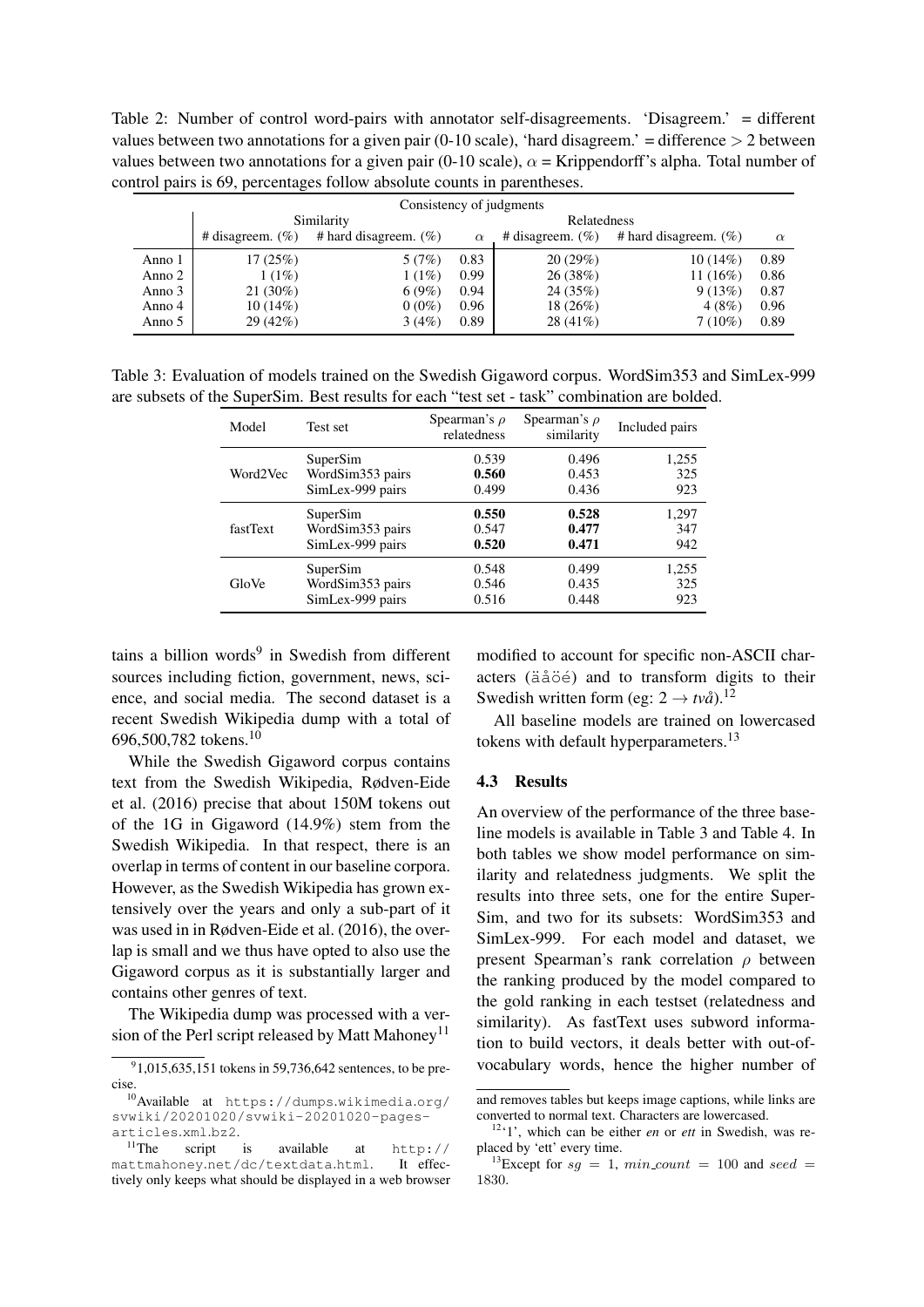Table 2: Number of control word-pairs with annotator self-disagreements. 'Disagreem.' = different values between two annotations for a given pair (0-10 scale), 'hard disagreem.' = difference > 2 between values between two annotations for a given pair (0-10 scale), $\alpha$ = Krippendorff's alpha. Total number of control pairs is 69, percentages follow absolute counts in parentheses.

| | Consistency of judgments | | | | | |
|---|---|---|---|---|---|---|
| | Similarity | | | Relatedness | | |
| | # disagreem. (%) | # hard disagreem. (%) | $\alpha$ | # disagreem. (%) | # hard disagreem. (%) | $\alpha$ |
| Anno 1 | 17 (25%) | 5 (7%) | 0.83 | 20 (29%) | 10 (14%) | 0.89 |
| Anno 2 | 1 (1%) | 1 (1%) | 0.99 | 26 (38%) | 11 (16%) | 0.86 |
| Anno 3 | 21 (30%) | 6 (9%) | 0.94 | 24 (35%) | 9 (13%) | 0.87 |
| Anno 4 | 10 (14%) | 0 (0%) | 0.96 | 18 (26%) | 4 (8%) | 0.96 |
| Anno 5 | 29 (42%) | 3 (4%) | 0.89 | 28 (41%) | 7 (10%) | 0.89 |

Table 3: Evaluation of models trained on the Swedish Gigaword corpus. WordSim353 and SimLex-999 are subsets of the SuperSim. Best results for each "test set - task" combination are bolded.

| Model | Test set | Spearman's $\rho$ relatedness | Spearman's $\rho$ similarity | Included pairs |
|---|---|---|---|---|
| Word2Vec | SuperSim | 0.539 | 0.496 | 1,255 |
| | WordSim353 pairs | **0.560** | 0.453 | 325 |
| | SimLex-999 pairs | 0.499 | 0.436 | 923 |
| fastText | SuperSim | **0.550** | **0.528** | 1,297 |
| | WordSim353 pairs | 0.547 | **0.477** | 347 |
| | SimLex-999 pairs | **0.520** | **0.471** | 942 |
| GloVe | SuperSim | 0.548 | 0.499 | 1,255 |
| | WordSim353 pairs | 0.546 | 0.435 | 325 |
| | SimLex-999 pairs | 0.516 | 0.448 | 923 |

tains a billion words[9] in Swedish from different sources including fiction, government, news, science, and social media. The second dataset is a recent Swedish Wikipedia dump with a total of 696,500,782 tokens.[10]

While the Swedish Gigaword corpus contains text from the Swedish Wikipedia, Rødven-Eide et al. (2016) precise that about 150M tokens out of the 1G in Gigaword (14.9%) stem from the Swedish Wikipedia. In that respect, there is an overlap in terms of content in our baseline corpora. However, as the Swedish Wikipedia has grown extensively over the years and only a sub-part of it was used in in Rødven-Eide et al. (2016), the overlap is small and we thus have opted to also use the Gigaword corpus as it is substantially larger and contains other genres of text.

The Wikipedia dump was processed with a version of the Perl script released by Matt Mahoney[11] modified to account for specific non-ASCII characters (äåöé) and to transform digits to their Swedish written form (eg: $2 \rightarrow$ *två*).[12]

All baseline models are trained on lowercased tokens with default hyperparameters.[13]

### 4.3 Results

An overview of the performance of the three baseline models is available in Table 3 and Table 4. In both tables we show model performance on similarity and relatedness judgments. We split the results into three sets, one for the entire SuperSim, and two for its subsets: WordSim353 and SimLex-999. For each model and dataset, we present Spearman's rank correlation $\rho$ between the ranking produced by the model compared to the gold ranking in each testset (relatedness and similarity). As fastText uses subword information to build vectors, it deals better with out-of-vocabulary words, hence the higher number of

[9] 1,015,635,151 tokens in 59,736,642 sentences, to be precise.

[10] Available at https://dumps.wikimedia.org/svwiki/20201020/svwiki-20201020-pages-articles.xml.bz2.

[11] The script is available at http://mattmahoney.net/dc/textdata.html. It effectively only keeps what should be displayed in a web browser and removes tables but keeps image captions, while links are converted to normal text. Characters are lowercased.

[12] '1', which can be either *en* or *ett* in Swedish, was replaced by 'ett' every time.

[13] Except for $sg = 1$, $min\_count = 100$ and $seed = 1830$.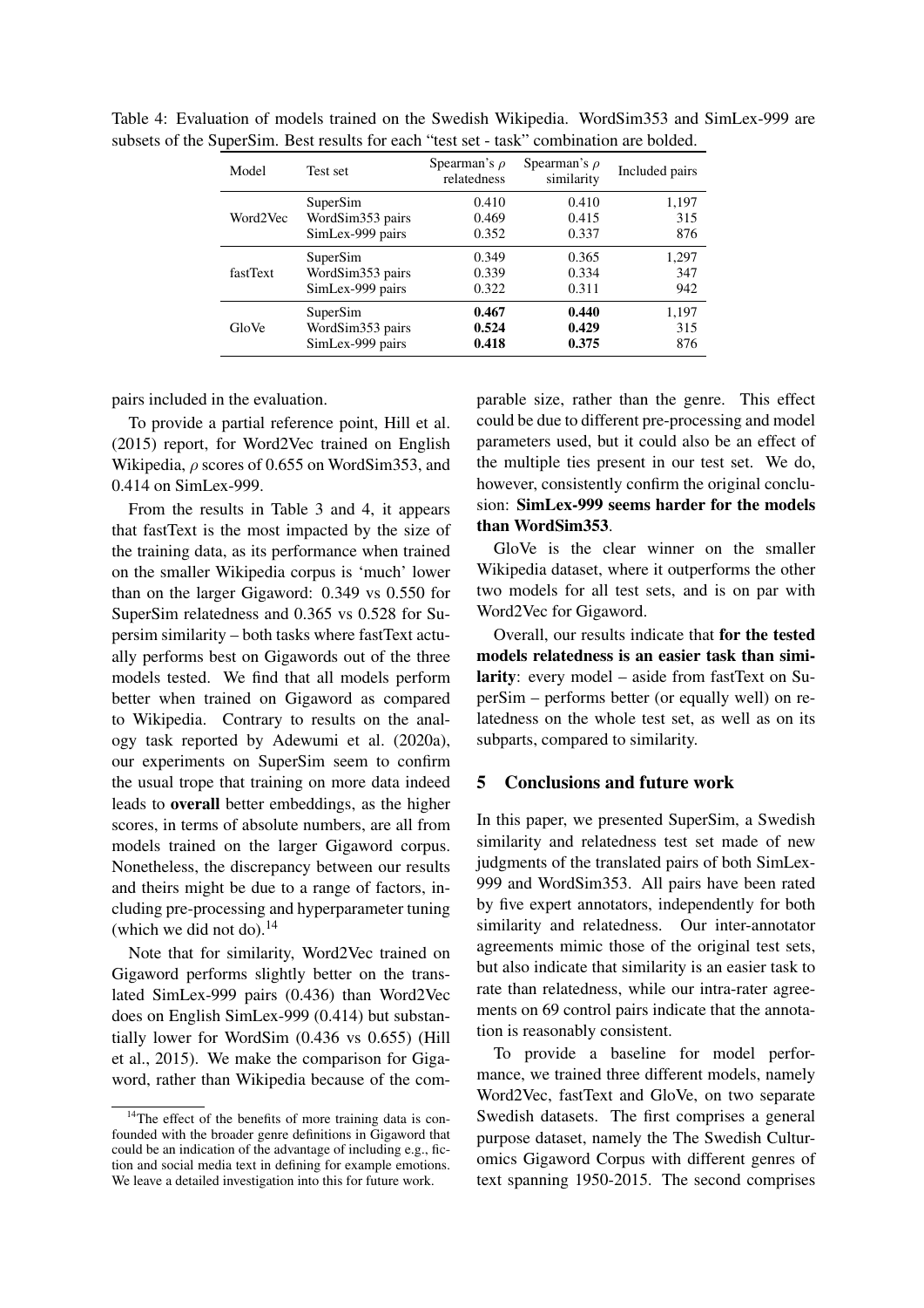Table 4: Evaluation of models trained on the Swedish Wikipedia. WordSim353 and SimLex-999 are subsets of the SuperSim. Best results for each "test set - task" combination are bolded.

| Model | Test set | Spearman's $\rho$ relatedness | Spearman's $\rho$ similarity | Included pairs |
|---|---|---|---|---|
| Word2Vec | SuperSim | 0.410 | 0.410 | 1,197 |
| | WordSim353 pairs | 0.469 | 0.415 | 315 |
| | SimLex-999 pairs | 0.352 | 0.337 | 876 |
| fastText | SuperSim | 0.349 | 0.365 | 1,297 |
| | WordSim353 pairs | 0.339 | 0.334 | 347 |
| | SimLex-999 pairs | 0.322 | 0.311 | 942 |
| GloVe | SuperSim | **0.467** | **0.440** | 1,197 |
| | WordSim353 pairs | **0.524** | **0.429** | 315 |
| | SimLex-999 pairs | **0.418** | **0.375** | 876 |

pairs included in the evaluation.

To provide a partial reference point, Hill et al. (2015) report, for Word2Vec trained on English Wikipedia, $\rho$ scores of 0.655 on WordSim353, and 0.414 on SimLex-999.

From the results in Table 3 and 4, it appears that fastText is the most impacted by the size of the training data, as its performance when trained on the smaller Wikipedia corpus is 'much' lower than on the larger Gigaword: 0.349 vs 0.550 for SuperSim relatedness and 0.365 vs 0.528 for Supersim similarity – both tasks where fastText actually performs best on Gigawords out of the three models tested. We find that all models perform better when trained on Gigaword as compared to Wikipedia. Contrary to results on the analogy task reported by Adewumi et al. (2020a), our experiments on SuperSim seem to confirm the usual trope that training on more data indeed leads to **overall** better embeddings, as the higher scores, in terms of absolute numbers, are all from models trained on the larger Gigaword corpus. Nonetheless, the discrepancy between our results and theirs might be due to a range of factors, including pre-processing and hyperparameter tuning (which we did not do).[14]

Note that for similarity, Word2Vec trained on Gigaword performs slightly better on the translated SimLex-999 pairs (0.436) than Word2Vec does on English SimLex-999 (0.414) but substantially lower for WordSim (0.436 vs 0.655) (Hill et al., 2015). We make the comparison for Gigaword, rather than Wikipedia because of the comparable size, rather than the genre. This effect could be due to different pre-processing and model parameters used, but it could also be an effect of the multiple ties present in our test set. We do, however, consistently confirm the original conclusion: **SimLex-999 seems harder for the models than WordSim353**.

GloVe is the clear winner on the smaller Wikipedia dataset, where it outperforms the other two models for all test sets, and is on par with Word2Vec for Gigaword.

Overall, our results indicate that **for the tested models relatedness is an easier task than similarity**: every model – aside from fastText on SuperSim – performs better (or equally well) on relatedness on the whole test set, as well as on its subparts, compared to similarity.

## 5 Conclusions and future work

In this paper, we presented SuperSim, a Swedish similarity and relatedness test set made of new judgments of the translated pairs of both SimLex-999 and WordSim353. All pairs have been rated by five expert annotators, independently for both similarity and relatedness. Our inter-annotator agreements mimic those of the original test sets, but also indicate that similarity is an easier task to rate than relatedness, while our intra-rater agreements on 69 control pairs indicate that the annotation is reasonably consistent.

To provide a baseline for model performance, we trained three different models, namely Word2Vec, fastText and GloVe, on two separate Swedish datasets. The first comprises a general purpose dataset, namely the The Swedish Culturomics Gigaword Corpus with different genres of text spanning 1950-2015. The second comprises

[14] The effect of the benefits of more training data is confounded with the broader genre definitions in Gigaword that could be an indication of the advantage of including e.g., fiction and social media text in defining for example emotions. We leave a detailed investigation into this for future work.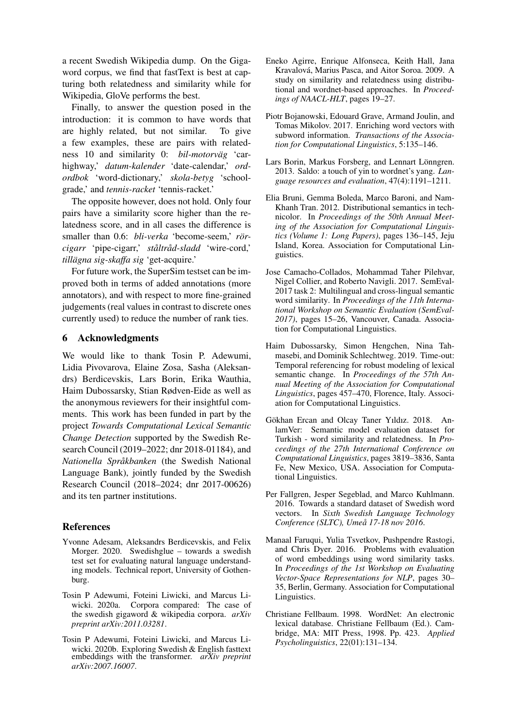a recent Swedish Wikipedia dump. On the Gigaword corpus, we find that fastText is best at capturing both relatedness and similarity while for Wikipedia, GloVe performs the best.

Finally, to answer the question posed in the introduction: it is common to have words that are highly related, but not similar. To give a few examples, these are pairs with relatedness 10 and similarity 0: *bil-motorväg* 'car-highway,' *datum-kalender* 'date-calendar,' *ord-ordbok* 'word-dictionary,' *skola-betyg* 'school-grade,' and *tennis-racket* 'tennis-racket.'

The opposite however, does not hold. Only four pairs have a similarity score higher than the relatedness score, and in all cases the difference is smaller than 0.6: *bli-verka* 'become-seem,' *rör-cigarr* 'pipe-cigarr,' *ståltråd-sladd* 'wire-cord,' *tillägna sig-skaffa sig* 'get-acquire.'

For future work, the SuperSim testset can be improved both in terms of added annotations (more annotators), and with respect to more fine-grained judgements (real values in contrast to discrete ones currently used) to reduce the number of rank ties.

## 6 Acknowledgments

We would like to thank Tosin P. Adewumi, Lidia Pivovarova, Elaine Zosa, Sasha (Aleksandrs) Berdicevskis, Lars Borin, Erika Wauthia, Haim Dubossarsky, Stian Rødven-Eide as well as the anonymous reviewers for their insightful comments. This work has been funded in part by the project *Towards Computational Lexical Semantic Change Detection* supported by the Swedish Research Council (2019–2022; dnr 2018-01184), and *Nationella Språkbanken* (the Swedish National Language Bank), jointly funded by the Swedish Research Council (2018–2024; dnr 2017-00626) and its ten partner institutions.

## References

Yvonne Adesam, Aleksandrs Berdicevskis, and Felix Morger. 2020. Swedishglue – towards a swedish test set for evaluating natural language understanding models. Technical report, University of Gothenburg.

Tosin P Adewumi, Foteini Liwicki, and Marcus Liwicki. 2020a. Corpora compared: The case of the swedish gigaword & wikipedia corpora. *arXiv preprint arXiv:2011.03281*.

Tosin P Adewumi, Foteini Liwicki, and Marcus Liwicki. 2020b. Exploring Swedish & English fasttext embeddings with the transformer. *arXiv preprint arXiv:2007.16007*.

Eneko Agirre, Enrique Alfonseca, Keith Hall, Jana Kravalová, Marius Pasca, and Aitor Soroa. 2009. A study on similarity and relatedness using distributional and wordnet-based approaches. In *Proceedings of NAACL-HLT*, pages 19–27.

Piotr Bojanowski, Edouard Grave, Armand Joulin, and Tomas Mikolov. 2017. Enriching word vectors with subword information. *Transactions of the Association for Computational Linguistics*, 5:135–146.

Lars Borin, Markus Forsberg, and Lennart Lönngren. 2013. Saldo: a touch of yin to wordnet's yang. *Language resources and evaluation*, 47(4):1191–1211.

Elia Bruni, Gemma Boleda, Marco Baroni, and Nam-Khanh Tran. 2012. Distributional semantics in technicolor. In *Proceedings of the 50th Annual Meeting of the Association for Computational Linguistics (Volume 1: Long Papers)*, pages 136–145, Jeju Island, Korea. Association for Computational Linguistics.

Jose Camacho-Collados, Mohammad Taher Pilehvar, Nigel Collier, and Roberto Navigli. 2017. SemEval-2017 task 2: Multilingual and cross-lingual semantic word similarity. In *Proceedings of the 11th International Workshop on Semantic Evaluation (SemEval-2017)*, pages 15–26, Vancouver, Canada. Association for Computational Linguistics.

Haim Dubossarsky, Simon Hengchen, Nina Tahmasebi, and Dominik Schlechtweg. 2019. Time-out: Temporal referencing for robust modeling of lexical semantic change. In *Proceedings of the 57th Annual Meeting of the Association for Computational Linguistics*, pages 457–470, Florence, Italy. Association for Computational Linguistics.

Gökhan Ercan and Olcay Taner Yıldız. 2018. AnlamVer: Semantic model evaluation dataset for Turkish - word similarity and relatedness. In *Proceedings of the 27th International Conference on Computational Linguistics*, pages 3819–3836, Santa Fe, New Mexico, USA. Association for Computational Linguistics.

Per Fallgren, Jesper Segeblad, and Marco Kuhlmann. 2016. Towards a standard dataset of Swedish word vectors. In *Sixth Swedish Language Technology Conference (SLTC), Umeå 17-18 nov 2016*.

Manaal Faruqui, Yulia Tsvetkov, Pushpendre Rastogi, and Chris Dyer. 2016. Problems with evaluation of word embeddings using word similarity tasks. In *Proceedings of the 1st Workshop on Evaluating Vector-Space Representations for NLP*, pages 30–35, Berlin, Germany. Association for Computational Linguistics.

Christiane Fellbaum. 1998. WordNet: An electronic lexical database. Christiane Fellbaum (Ed.). Cambridge, MA: MIT Press, 1998. Pp. 423. *Applied Psycholinguistics*, 22(01):131–134.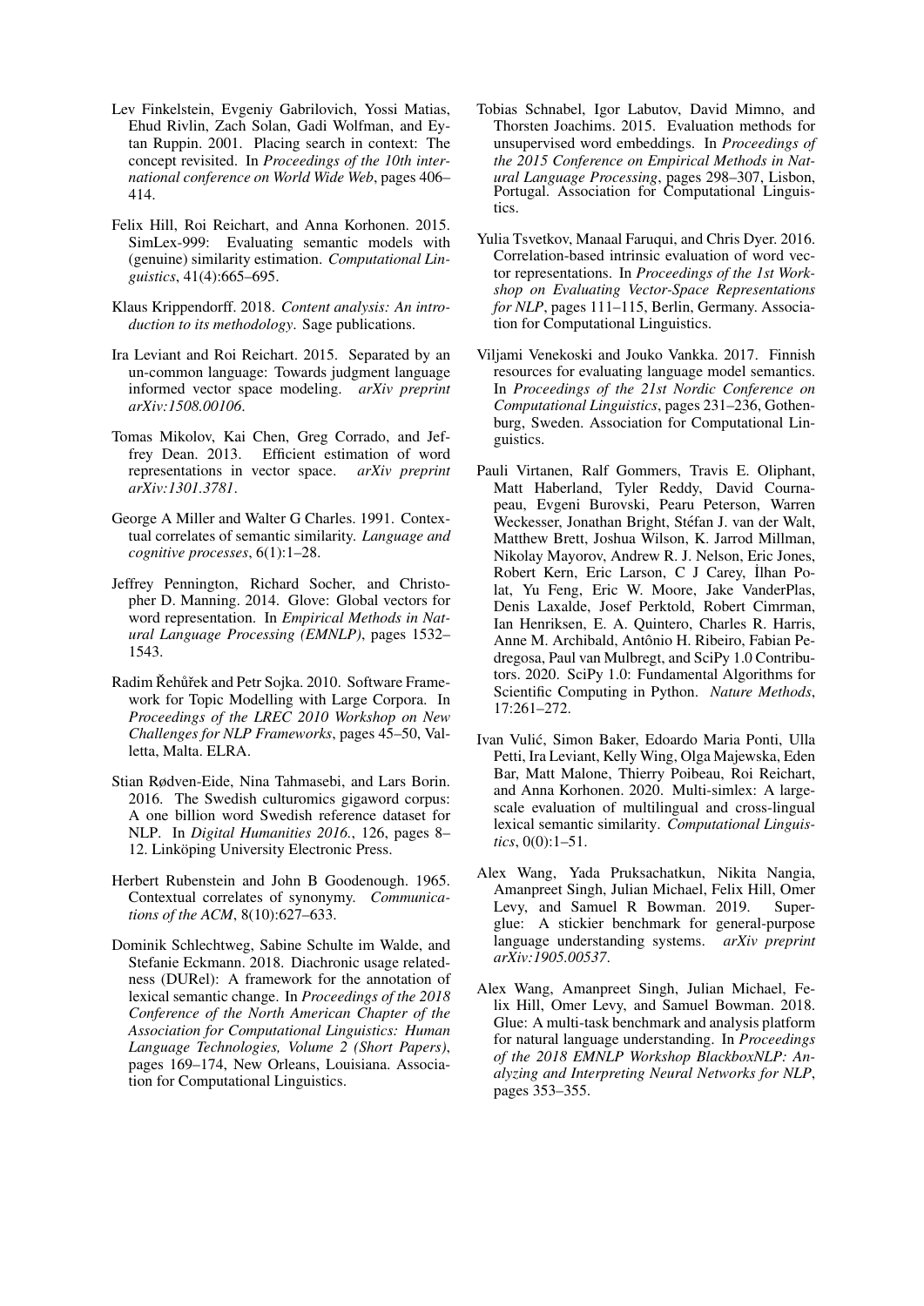Lev Finkelstein, Evgeniy Gabrilovich, Yossi Matias, Ehud Rivlin, Zach Solan, Gadi Wolfman, and Eytan Ruppin. 2001. Placing search in context: The concept revisited. In *Proceedings of the 10th international conference on World Wide Web*, pages 406–414.

Felix Hill, Roi Reichart, and Anna Korhonen. 2015. SimLex-999: Evaluating semantic models with (genuine) similarity estimation. *Computational Linguistics*, 41(4):665–695.

Klaus Krippendorff. 2018. *Content analysis: An introduction to its methodology*. Sage publications.

Ira Leviant and Roi Reichart. 2015. Separated by an un-common language: Towards judgment language informed vector space modeling. *arXiv preprint arXiv:1508.00106*.

Tomas Mikolov, Kai Chen, Greg Corrado, and Jeffrey Dean. 2013. Efficient estimation of word representations in vector space. *arXiv preprint arXiv:1301.3781*.

George A Miller and Walter G Charles. 1991. Contextual correlates of semantic similarity. *Language and cognitive processes*, 6(1):1–28.

Jeffrey Pennington, Richard Socher, and Christopher D. Manning. 2014. Glove: Global vectors for word representation. In *Empirical Methods in Natural Language Processing (EMNLP)*, pages 1532–1543.

Radim Řehůřek and Petr Sojka. 2010. Software Framework for Topic Modelling with Large Corpora. In *Proceedings of the LREC 2010 Workshop on New Challenges for NLP Frameworks*, pages 45–50, Valletta, Malta. ELRA.

Stian Rødven-Eide, Nina Tahmasebi, and Lars Borin. 2016. The Swedish culturomics gigaword corpus: A one billion word Swedish reference dataset for NLP. In *Digital Humanities 2016.*, 126, pages 8–12. Linköping University Electronic Press.

Herbert Rubenstein and John B Goodenough. 1965. Contextual correlates of synonymy. *Communications of the ACM*, 8(10):627–633.

Dominik Schlechtweg, Sabine Schulte im Walde, and Stefanie Eckmann. 2018. Diachronic usage relatedness (DURel): A framework for the annotation of lexical semantic change. In *Proceedings of the 2018 Conference of the North American Chapter of the Association for Computational Linguistics: Human Language Technologies, Volume 2 (Short Papers)*, pages 169–174, New Orleans, Louisiana. Association for Computational Linguistics.

Tobias Schnabel, Igor Labutov, David Mimno, and Thorsten Joachims. 2015. Evaluation methods for unsupervised word embeddings. In *Proceedings of the 2015 Conference on Empirical Methods in Natural Language Processing*, pages 298–307, Lisbon, Portugal. Association for Computational Linguistics.

Yulia Tsvetkov, Manaal Faruqui, and Chris Dyer. 2016. Correlation-based intrinsic evaluation of word vector representations. In *Proceedings of the 1st Workshop on Evaluating Vector-Space Representations for NLP*, pages 111–115, Berlin, Germany. Association for Computational Linguistics.

Viljami Venekoski and Jouko Vankka. 2017. Finnish resources for evaluating language model semantics. In *Proceedings of the 21st Nordic Conference on Computational Linguistics*, pages 231–236, Gothenburg, Sweden. Association for Computational Linguistics.

Pauli Virtanen, Ralf Gommers, Travis E. Oliphant, Matt Haberland, Tyler Reddy, David Cournapeau, Evgeni Burovski, Pearu Peterson, Warren Weckesser, Jonathan Bright, Stéfan J. van der Walt, Matthew Brett, Joshua Wilson, K. Jarrod Millman, Nikolay Mayorov, Andrew R. J. Nelson, Eric Jones, Robert Kern, Eric Larson, C J Carey, İlhan Polat, Yu Feng, Eric W. Moore, Jake VanderPlas, Denis Laxalde, Josef Perktold, Robert Cimrman, Ian Henriksen, E. A. Quintero, Charles R. Harris, Anne M. Archibald, Antônio H. Ribeiro, Fabian Pedregosa, Paul van Mulbregt, and SciPy 1.0 Contributors. 2020. SciPy 1.0: Fundamental Algorithms for Scientific Computing in Python. *Nature Methods*, 17:261–272.

Ivan Vulić, Simon Baker, Edoardo Maria Ponti, Ulla Petti, Ira Leviant, Kelly Wing, Olga Majewska, Eden Bar, Matt Malone, Thierry Poibeau, Roi Reichart, and Anna Korhonen. 2020. Multi-simlex: A large-scale evaluation of multilingual and cross-lingual lexical semantic similarity. *Computational Linguistics*, 0(0):1–51.

Alex Wang, Yada Pruksachatkun, Nikita Nangia, Amanpreet Singh, Julian Michael, Felix Hill, Omer Levy, and Samuel R Bowman. 2019. Superglue: A stickier benchmark for general-purpose language understanding systems. *arXiv preprint arXiv:1905.00537*.

Alex Wang, Amanpreet Singh, Julian Michael, Felix Hill, Omer Levy, and Samuel Bowman. 2018. Glue: A multi-task benchmark and analysis platform for natural language understanding. In *Proceedings of the 2018 EMNLP Workshop BlackboxNLP: Analyzing and Interpreting Neural Networks for NLP*, pages 353–355.